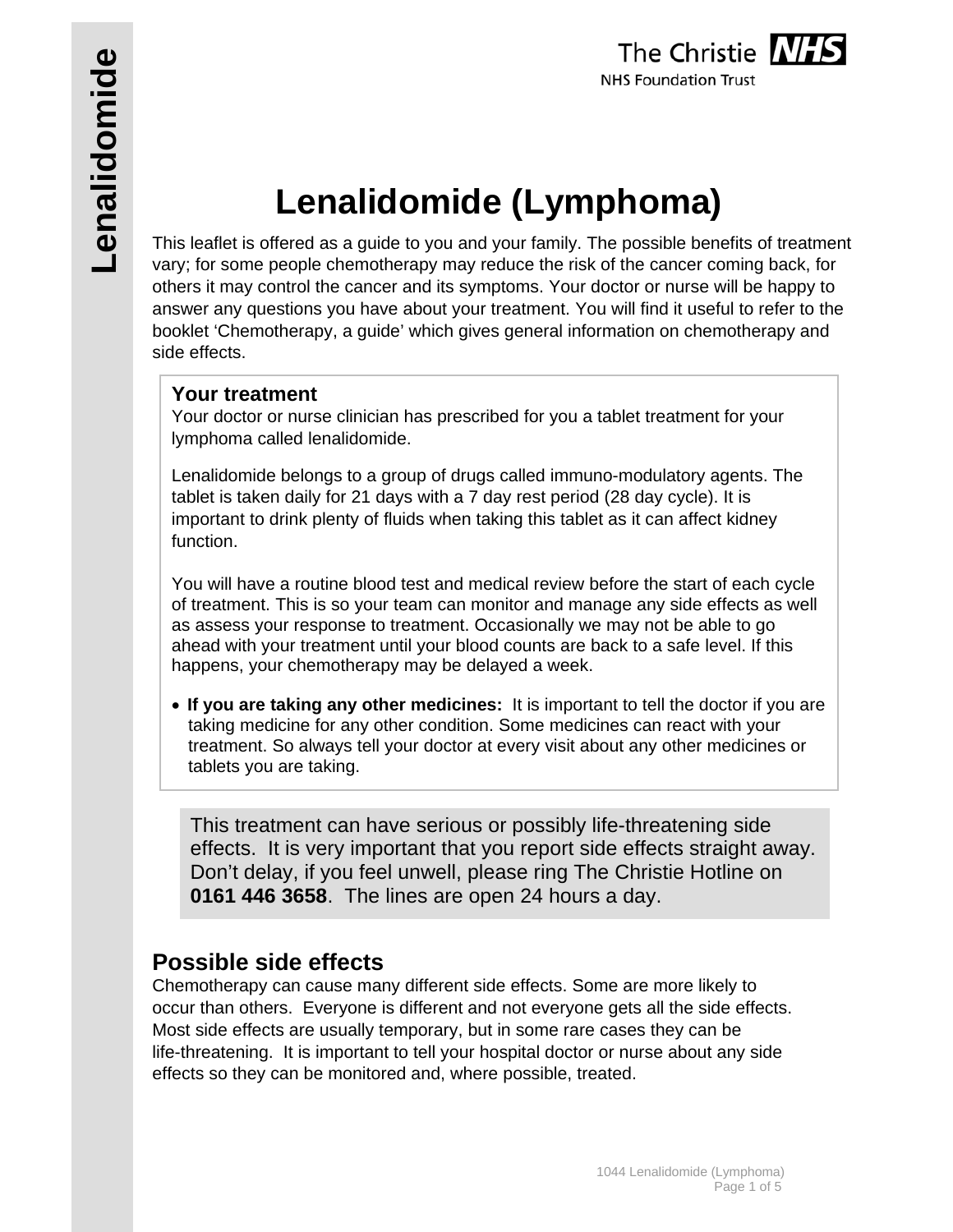# Lenalidomide (Lymphoma)

This leaflet is offered as a guide to you and your family. The possible benefits of treatment vary; for some people chemotherapy may reduce the risk of the cancer coming back, for others it may control the cancer and its symptoms. Your doctor or nurse will be happy to answer any questions you have about your treatment. You will find it useful to refer to the booklet 'Chemotherapy, a guide' which gives general information on chemotherapy and side effects.

## Your treatment

Your doctor or nurse clinician has prescribed for you a tablet treatment for your lymphoma called lenalidomide.

Lenalidomide belongs to a group of drugs called immuno-modulatory agents. The tablet is taken daily for 21 days with a 7 day rest period (28 day cycle). It is important to drink plenty of fluids when taking this tablet as it can affect kidney function.

You will have a routine blood test and medical review before the start of each cycle of treatment. This is so your team can monitor and manage any side effects as well as assess your response to treatment. Occasionally we may not be able to go ahead with your treatment until your blood counts are back to a safe level. If this happens, your chemotherapy may be delayed a week.

- **If you are taking any other medicines:** It is important to tell the doctor if you are taking medicine for any other condition. Some medicines can react with your treatment. So always tell your doctor at every visit about any other medicines or tablets you are taking.

This treatment can have serious or possibly life-threatening side effects. It is very important that you report side effects straight away. Don't delay, if you feel unwell, please ring The Christie Hotline on **0161 446 3658**. The lines are open 24 hours a day.

## Possible side effects

Chemotherapy can cause many different side effects. Some are more likely to occur than others. Everyone is different and not everyone gets all the side effects. Most side effects are usually temporary, but in some rare cases they can be life-threatening. It is important to tell your hospital doctor or nurse about any side effects so they can be monitored and, where possible, treated.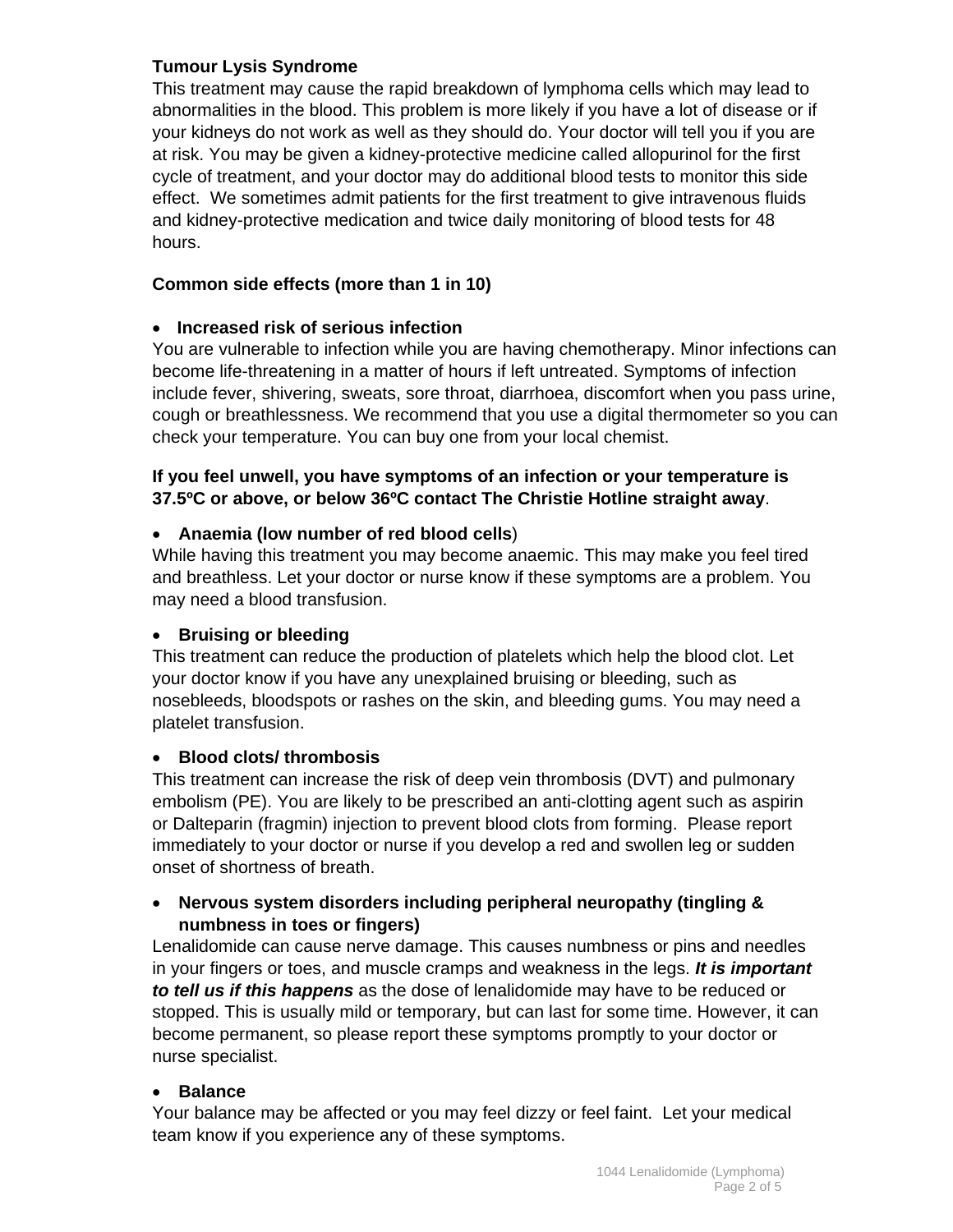**Tumour Lysis Syndrome**

This treatment may cause the rapid breakdown of lymphoma cells which may lead to abnormalities in the blood. This problem is more likely if you have a lot of disease or if your kidneys do not work as well as they should do. Your doctor will tell you if you are at risk. You may be given a kidney-protective medicine called allopurinol for the first cycle of treatment, and your doctor may do additional blood tests to monitor this side effect. We sometimes admit patients for the first treatment to give intravenous fluids and kidney-protective medication and twice daily monitoring of blood tests for 48 hours.

**Common side effects (more than 1 in 10)**

- **Increased risk of serious infection**

You are vulnerable to infection while you are having chemotherapy. Minor infections can become life-threatening in a matter of hours if left untreated. Symptoms of infection include fever, shivering, sweats, sore throat, diarrhoea, discomfort when you pass urine, cough or breathlessness. We recommend that you use a digital thermometer so you can check your temperature. You can buy one from your local chemist.

**If you feel unwell, you have symptoms of an infection or your temperature is 37.5ºC or above, or below 36ºC contact The Christie Hotline straight away**.

- **Anaemia (low number of red blood cells**)

While having this treatment you may become anaemic. This may make you feel tired and breathless. Let your doctor or nurse know if these symptoms are a problem. You may need a blood transfusion.

- **Bruising or bleeding**

This treatment can reduce the production of platelets which help the blood clot. Let your doctor know if you have any unexplained bruising or bleeding, such as nosebleeds, bloodspots or rashes on the skin, and bleeding gums. You may need a platelet transfusion.

- **Blood clots/ thrombosis**

This treatment can increase the risk of deep vein thrombosis (DVT) and pulmonary embolism (PE). You are likely to be prescribed an anti-clotting agent such as aspirin or Dalteparin (fragmin) injection to prevent blood clots from forming. Please report immediately to your doctor or nurse if you develop a red and swollen leg or sudden onset of shortness of breath.

- **Nervous system disorders including peripheral neuropathy (tingling & numbness in toes or fingers)**

Lenalidomide can cause nerve damage. This causes numbness or pins and needles in your fingers or toes, and muscle cramps and weakness in the legs. ***It is important to tell us if this happens*** as the dose of lenalidomide may have to be reduced or stopped. This is usually mild or temporary, but can last for some time. However, it can become permanent, so please report these symptoms promptly to your doctor or nurse specialist.

- **Balance**

Your balance may be affected or you may feel dizzy or feel faint. Let your medical team know if you experience any of these symptoms.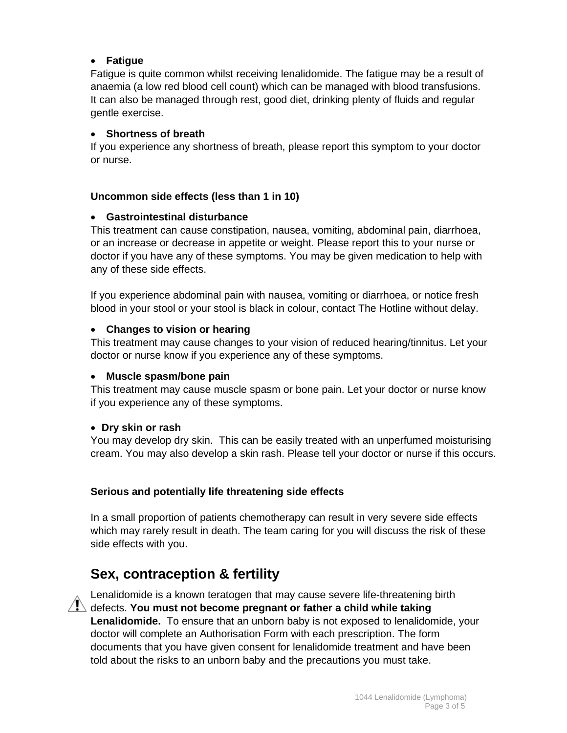- **Fatigue**

Fatigue is quite common whilst receiving lenalidomide. The fatigue may be a result of anaemia (a low red blood cell count) which can be managed with blood transfusions. It can also be managed through rest, good diet, drinking plenty of fluids and regular gentle exercise.

- **Shortness of breath**

If you experience any shortness of breath, please report this symptom to your doctor or nurse.

**Uncommon side effects (less than 1 in 10)**

- **Gastrointestinal disturbance**

This treatment can cause constipation, nausea, vomiting, abdominal pain, diarrhoea, or an increase or decrease in appetite or weight. Please report this to your nurse or doctor if you have any of these symptoms. You may be given medication to help with any of these side effects.

If you experience abdominal pain with nausea, vomiting or diarrhoea, or notice fresh blood in your stool or your stool is black in colour, contact The Hotline without delay.

- **Changes to vision or hearing**

This treatment may cause changes to your vision of reduced hearing/tinnitus. Let your doctor or nurse know if you experience any of these symptoms.

- **Muscle spasm/bone pain**

This treatment may cause muscle spasm or bone pain. Let your doctor or nurse know if you experience any of these symptoms.

- **Dry skin or rash**

You may develop dry skin. This can be easily treated with an unperfumed moisturising cream. You may also develop a skin rash. Please tell your doctor or nurse if this occurs.

**Serious and potentially life threatening side effects**

In a small proportion of patients chemotherapy can result in very severe side effects which may rarely result in death. The team caring for you will discuss the risk of these side effects with you.

## Sex, contraception & fertility

⚠ Lenalidomide is a known teratogen that may cause severe life-threatening birth defects. **You must not become pregnant or father a child while taking Lenalidomide.** To ensure that an unborn baby is not exposed to lenalidomide, your doctor will complete an Authorisation Form with each prescription. The form documents that you have given consent for lenalidomide treatment and have been told about the risks to an unborn baby and the precautions you must take.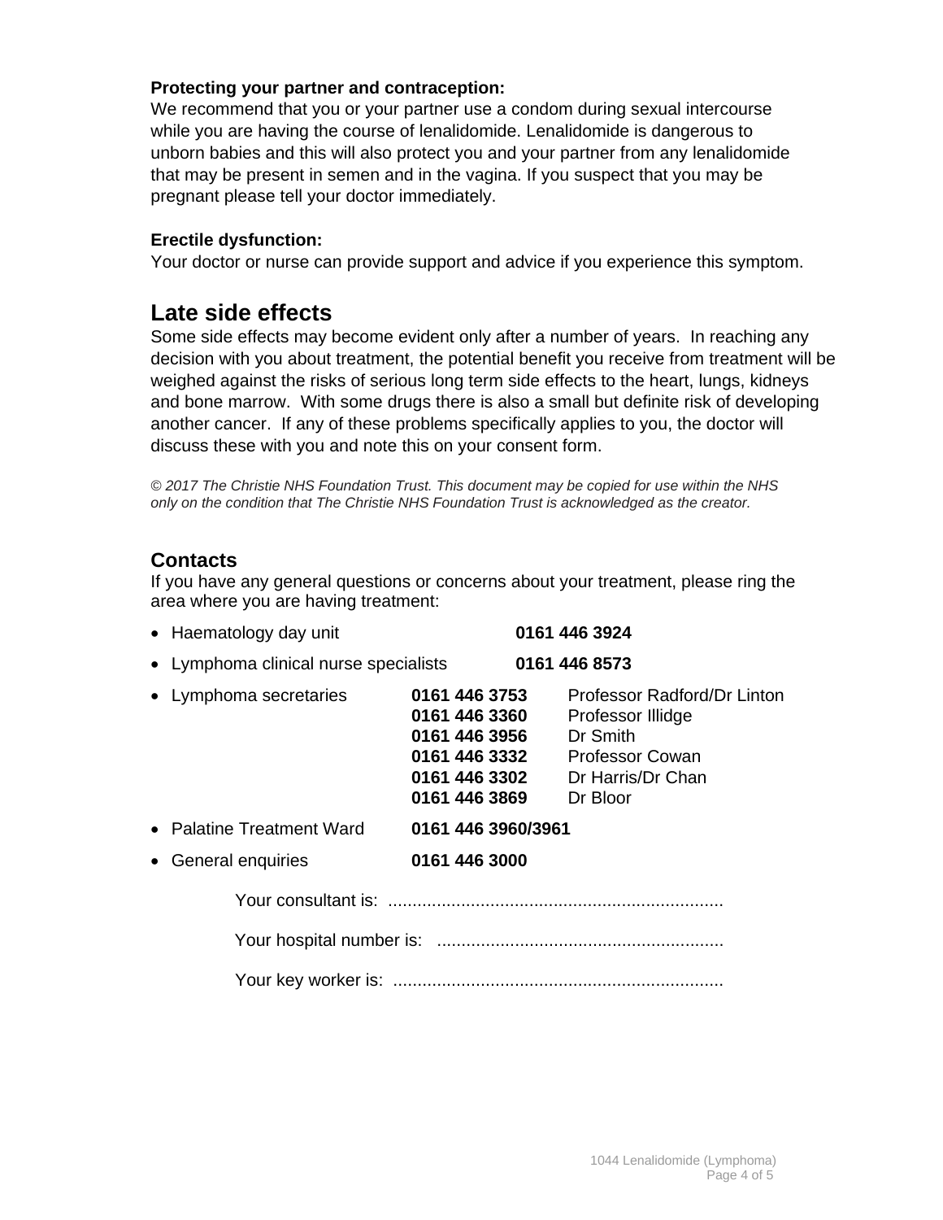**Protecting your partner and contraception:**
We recommend that you or your partner use a condom during sexual intercourse while you are having the course of lenalidomide. Lenalidomide is dangerous to unborn babies and this will also protect you and your partner from any lenalidomide that may be present in semen and in the vagina. If you suspect that you may be pregnant please tell your doctor immediately.

**Erectile dysfunction:**
Your doctor or nurse can provide support and advice if you experience this symptom.

## Late side effects

Some side effects may become evident only after a number of years. In reaching any decision with you about treatment, the potential benefit you receive from treatment will be weighed against the risks of serious long term side effects to the heart, lungs, kidneys and bone marrow. With some drugs there is also a small but definite risk of developing another cancer. If any of these problems specifically applies to you, the doctor will discuss these with you and note this on your consent form.

*© 2017 The Christie NHS Foundation Trust. This document may be copied for use within the NHS only on the condition that The Christie NHS Foundation Trust is acknowledged as the creator.*

## Contacts

If you have any general questions or concerns about your treatment, please ring the area where you are having treatment:

- Haematology day unit **0161 446 3924**
- Lymphoma clinical nurse specialists **0161 446 8573**
- Lymphoma secretaries
  - **0161 446 3753** Professor Radford/Dr Linton
  - **0161 446 3360** Professor Illidge
  - **0161 446 3956** Dr Smith
  - **0161 446 3332** Professor Cowan
  - **0161 446 3302** Dr Harris/Dr Chan
  - **0161 446 3869** Dr Bloor
- Palatine Treatment Ward **0161 446 3960/3961**
- General enquiries **0161 446 3000**

Your consultant is: ....................................................................

Your hospital number is: ..........................................................

Your key worker is: ...................................................................

1044 Lenalidomide (Lymphoma)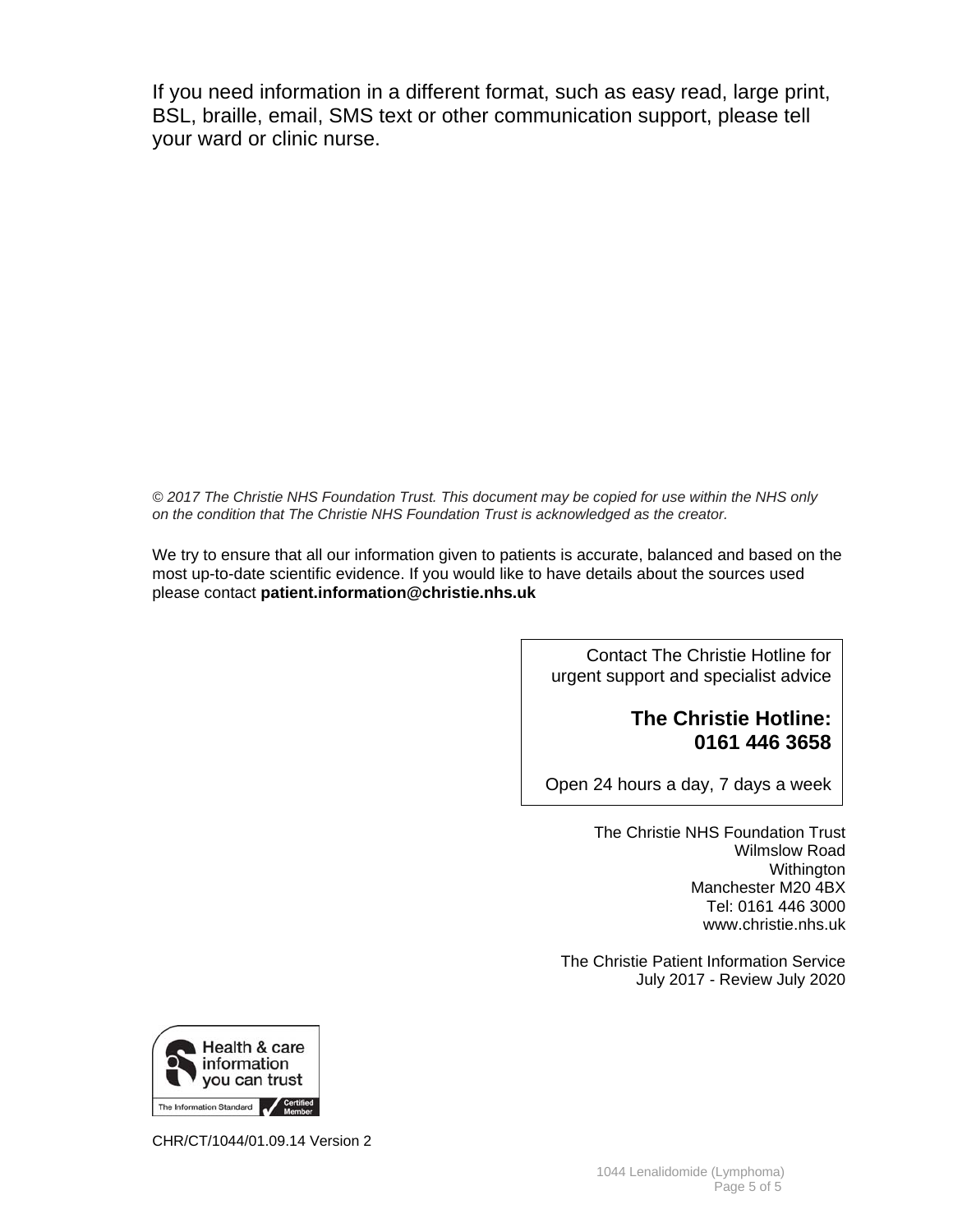If you need information in a different format, such as easy read, large print, BSL, braille, email, SMS text or other communication support, please tell your ward or clinic nurse.

*© 2017 The Christie NHS Foundation Trust. This document may be copied for use within the NHS only on the condition that The Christie NHS Foundation Trust is acknowledged as the creator.*

We try to ensure that all our information given to patients is accurate, balanced and based on the most up-to-date scientific evidence. If you would like to have details about the sources used please contact **patient.information@christie.nhs.uk**

Contact The Christie Hotline for urgent support and specialist advice

**The Christie Hotline: 0161 446 3658**

Open 24 hours a day, 7 days a week

The Christie NHS Foundation Trust
Wilmslow Road
Withington
Manchester M20 4BX
Tel: 0161 446 3000
www.christie.nhs.uk

The Christie Patient Information Service
July 2017 - Review July 2020

Health & care information you can trust
The Information Standard Certified Member

CHR/CT/1044/01.09.14 Version 2

1044 Lenalidomide (Lymphoma)